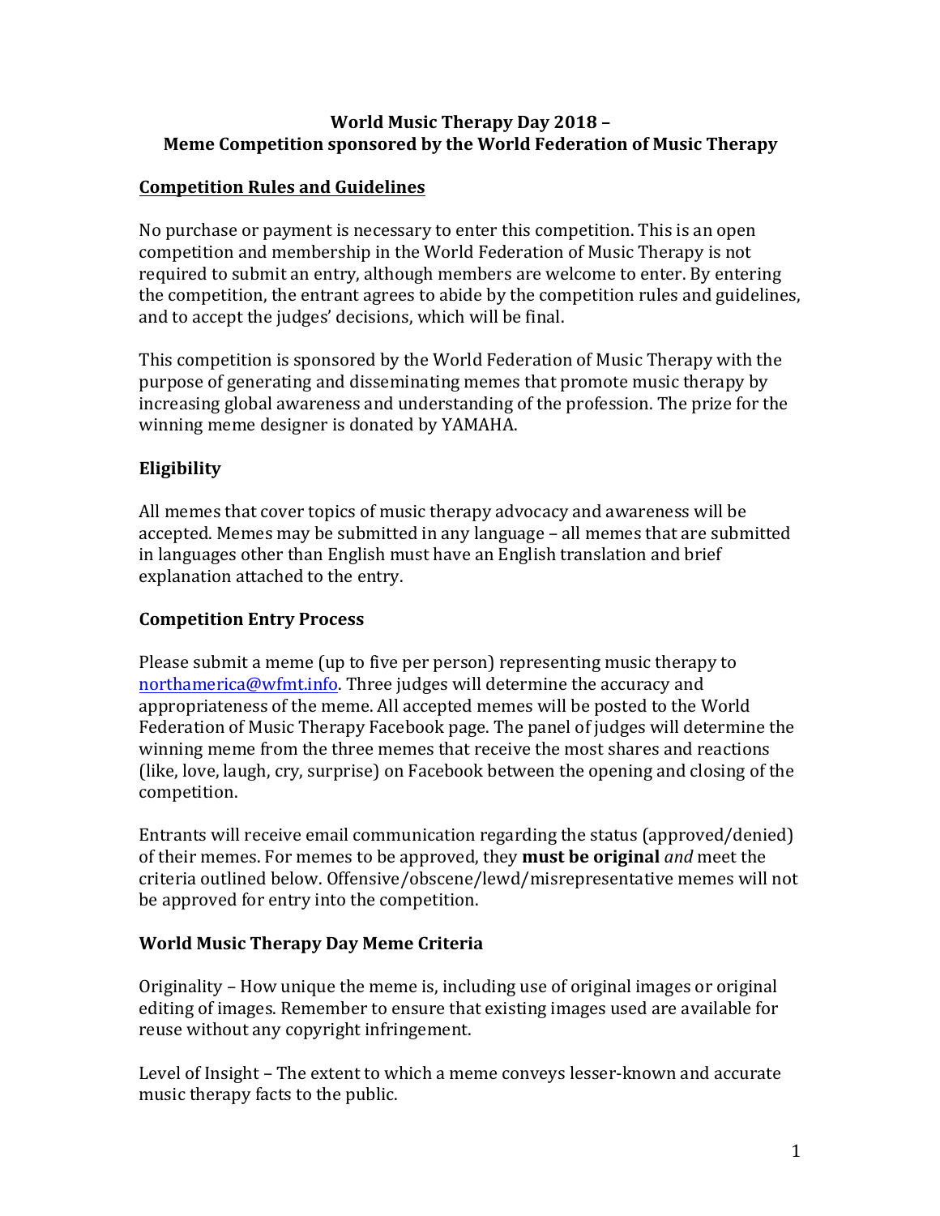# World Music Therapy Day 2018 – Meme Competition sponsored by the World Federation of Music Therapy

## Competition Rules and Guidelines

No purchase or payment is necessary to enter this competition. This is an open competition and membership in the World Federation of Music Therapy is not required to submit an entry, although members are welcome to enter. By entering the competition, the entrant agrees to abide by the competition rules and guidelines, and to accept the judges' decisions, which will be final.

This competition is sponsored by the World Federation of Music Therapy with the purpose of generating and disseminating memes that promote music therapy by increasing global awareness and understanding of the profession. The prize for the winning meme designer is donated by YAMAHA.

### Eligibility

All memes that cover topics of music therapy advocacy and awareness will be accepted. Memes may be submitted in any language – all memes that are submitted in languages other than English must have an English translation and brief explanation attached to the entry.

### Competition Entry Process

Please submit a meme (up to five per person) representing music therapy to northamerica@wfmt.info. Three judges will determine the accuracy and appropriateness of the meme. All accepted memes will be posted to the World Federation of Music Therapy Facebook page. The panel of judges will determine the winning meme from the three memes that receive the most shares and reactions (like, love, laugh, cry, surprise) on Facebook between the opening and closing of the competition.

Entrants will receive email communication regarding the status (approved/denied) of their memes. For memes to be approved, they **must be original** *and* meet the criteria outlined below. Offensive/obscene/lewd/misrepresentative memes will not be approved for entry into the competition.

### World Music Therapy Day Meme Criteria

Originality – How unique the meme is, including use of original images or original editing of images. Remember to ensure that existing images used are available for reuse without any copyright infringement.

Level of Insight – The extent to which a meme conveys lesser-known and accurate music therapy facts to the public.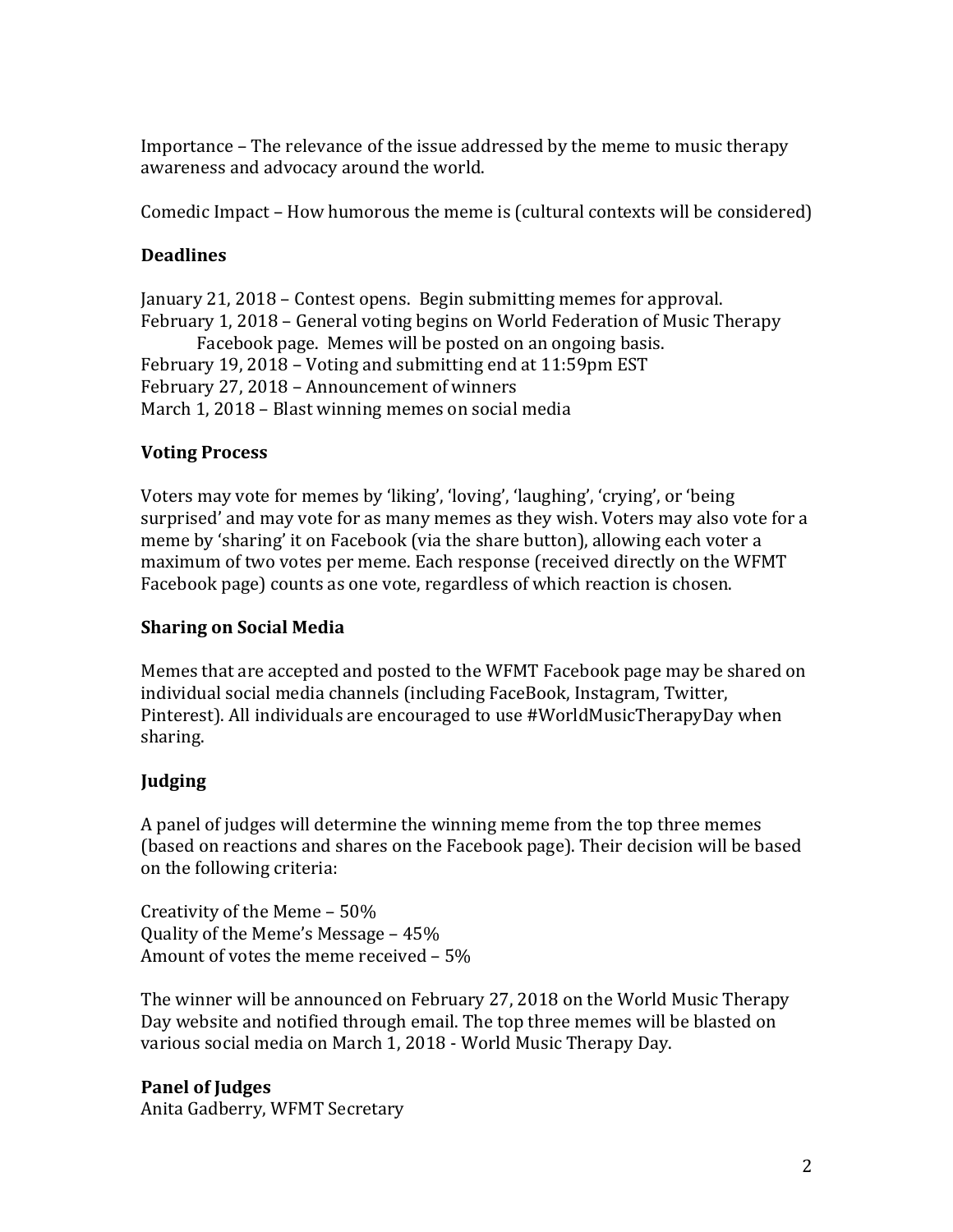Importance – The relevance of the issue addressed by the meme to music therapy awareness and advocacy around the world.

Comedic Impact – How humorous the meme is (cultural contexts will be considered)

**Deadlines**

January 21, 2018 – Contest opens. Begin submitting memes for approval.
February 1, 2018 – General voting begins on World Federation of Music Therapy Facebook page. Memes will be posted on an ongoing basis.
February 19, 2018 – Voting and submitting end at 11:59pm EST
February 27, 2018 – Announcement of winners
March 1, 2018 – Blast winning memes on social media

**Voting Process**

Voters may vote for memes by 'liking', 'loving', 'laughing', 'crying', or 'being surprised' and may vote for as many memes as they wish. Voters may also vote for a meme by 'sharing' it on Facebook (via the share button), allowing each voter a maximum of two votes per meme. Each response (received directly on the WFMT Facebook page) counts as one vote, regardless of which reaction is chosen.

**Sharing on Social Media**

Memes that are accepted and posted to the WFMT Facebook page may be shared on individual social media channels (including FaceBook, Instagram, Twitter, Pinterest). All individuals are encouraged to use #WorldMusicTherapyDay when sharing.

**Judging**

A panel of judges will determine the winning meme from the top three memes (based on reactions and shares on the Facebook page). Their decision will be based on the following criteria:

Creativity of the Meme – 50%
Quality of the Meme's Message – 45%
Amount of votes the meme received – 5%

The winner will be announced on February 27, 2018 on the World Music Therapy Day website and notified through email. The top three memes will be blasted on various social media on March 1, 2018 - World Music Therapy Day.

**Panel of Judges**
Anita Gadberry, WFMT Secretary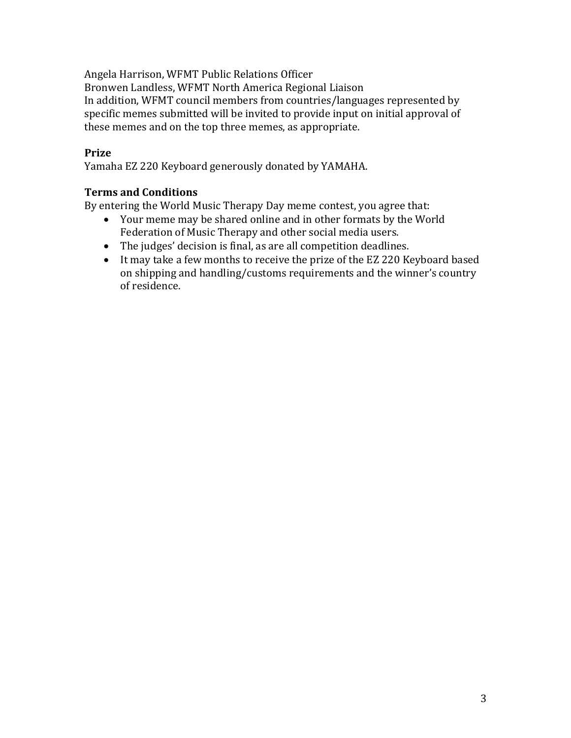Angela Harrison, WFMT Public Relations Officer
Bronwen Landless, WFMT North America Regional Liaison
In addition, WFMT council members from countries/languages represented by specific memes submitted will be invited to provide input on initial approval of these memes and on the top three memes, as appropriate.

**Prize**
Yamaha EZ 220 Keyboard generously donated by YAMAHA.

**Terms and Conditions**
By entering the World Music Therapy Day meme contest, you agree that:

- Your meme may be shared online and in other formats by the World Federation of Music Therapy and other social media users.
- The judges' decision is final, as are all competition deadlines.
- It may take a few months to receive the prize of the EZ 220 Keyboard based on shipping and handling/customs requirements and the winner's country of residence.